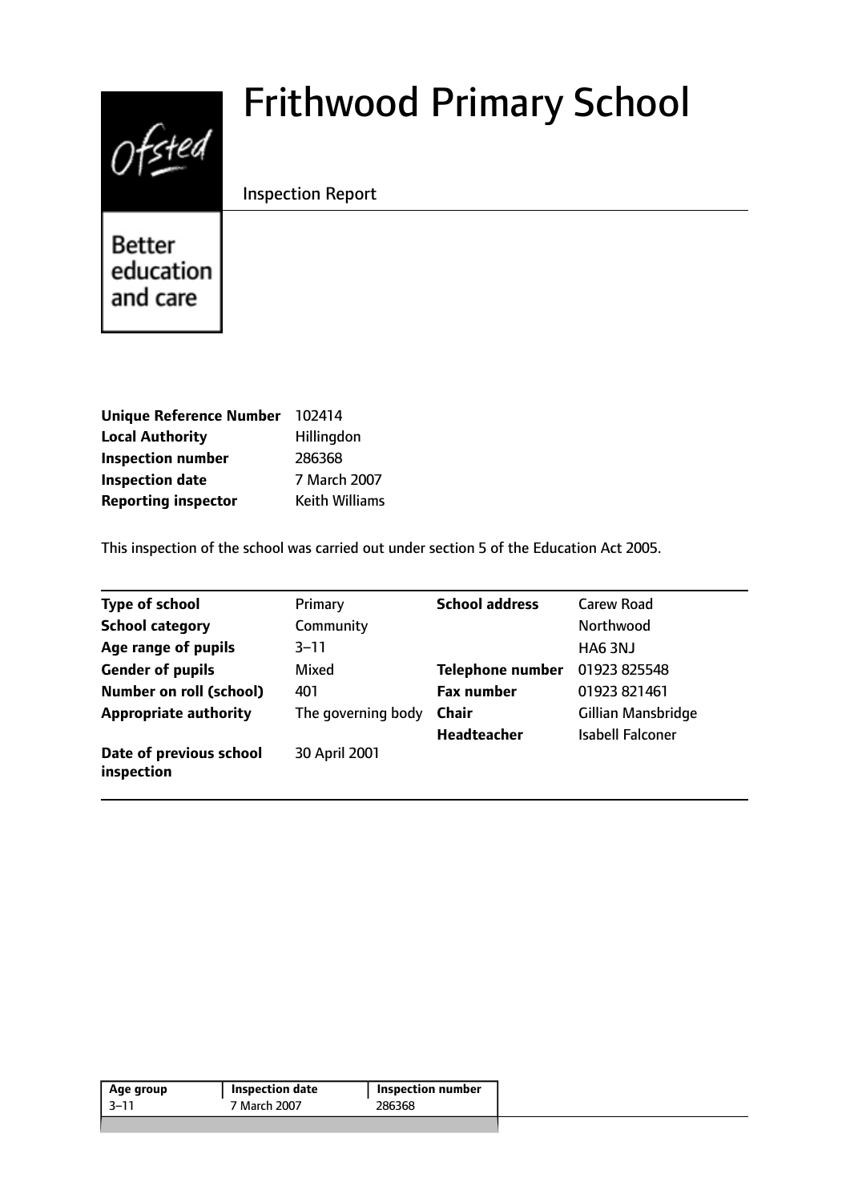Ofsted

Better education and care

# Frithwood Primary School

Inspection Report

| | |
|---|---|
| **Unique Reference Number** | 102414 |
| **Local Authority** | Hillingdon |
| **Inspection number** | 286368 |
| **Inspection date** | 7 March 2007 |
| **Reporting inspector** | Keith Williams |

This inspection of the school was carried out under section 5 of the Education Act 2005.

| | | | |
|---|---|---|---|
| **Type of school** | Primary | **School address** | Carew Road |
| **School category** | Community | | Northwood |
| **Age range of pupils** | 3–11 | | HA6 3NJ |
| **Gender of pupils** | Mixed | **Telephone number** | 01923 825548 |
| **Number on roll (school)** | 401 | **Fax number** | 01923 821461 |
| **Appropriate authority** | The governing body | **Chair** | Gillian Mansbridge |
| | | **Headteacher** | Isabell Falconer |
| **Date of previous school inspection** | 30 April 2001 | | |

| Age group | Inspection date | Inspection number |
|---|---|---|
| 3–11 | 7 March 2007 | 286368 |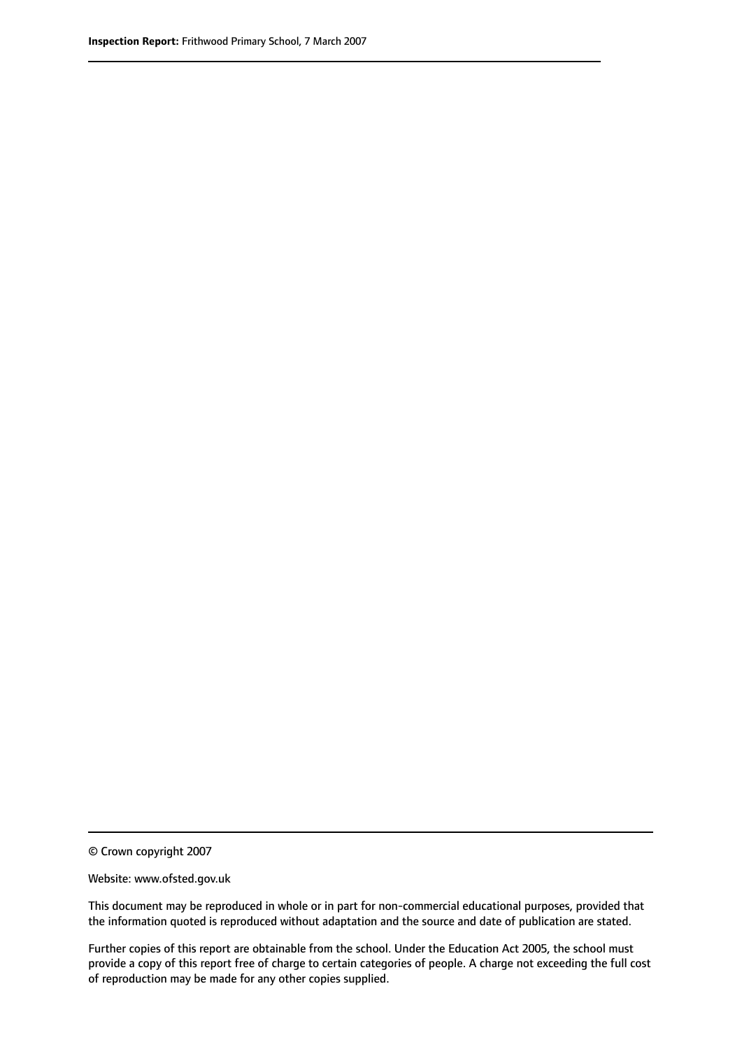© Crown copyright 2007

Website: www.ofsted.gov.uk

This document may be reproduced in whole or in part for non-commercial educational purposes, provided that the information quoted is reproduced without adaptation and the source and date of publication are stated.

Further copies of this report are obtainable from the school. Under the Education Act 2005, the school must provide a copy of this report free of charge to certain categories of people. A charge not exceeding the full cost of reproduction may be made for any other copies supplied.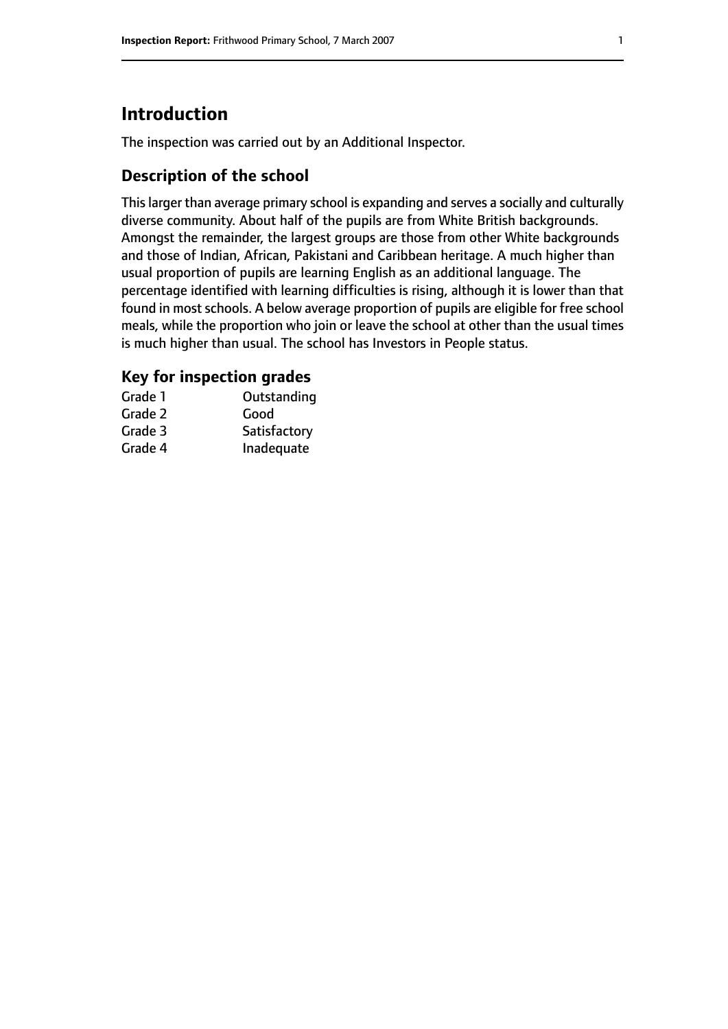## Introduction

The inspection was carried out by an Additional Inspector.

### Description of the school

This larger than average primary school is expanding and serves a socially and culturally diverse community. About half of the pupils are from White British backgrounds. Amongst the remainder, the largest groups are those from other White backgrounds and those of Indian, African, Pakistani and Caribbean heritage. A much higher than usual proportion of pupils are learning English as an additional language. The percentage identified with learning difficulties is rising, although it is lower than that found in most schools. A below average proportion of pupils are eligible for free school meals, while the proportion who join or leave the school at other than the usual times is much higher than usual. The school has Investors in People status.

### Key for inspection grades

| | |
|---|---|
| Grade 1 | Outstanding |
| Grade 2 | Good |
| Grade 3 | Satisfactory |
| Grade 4 | Inadequate |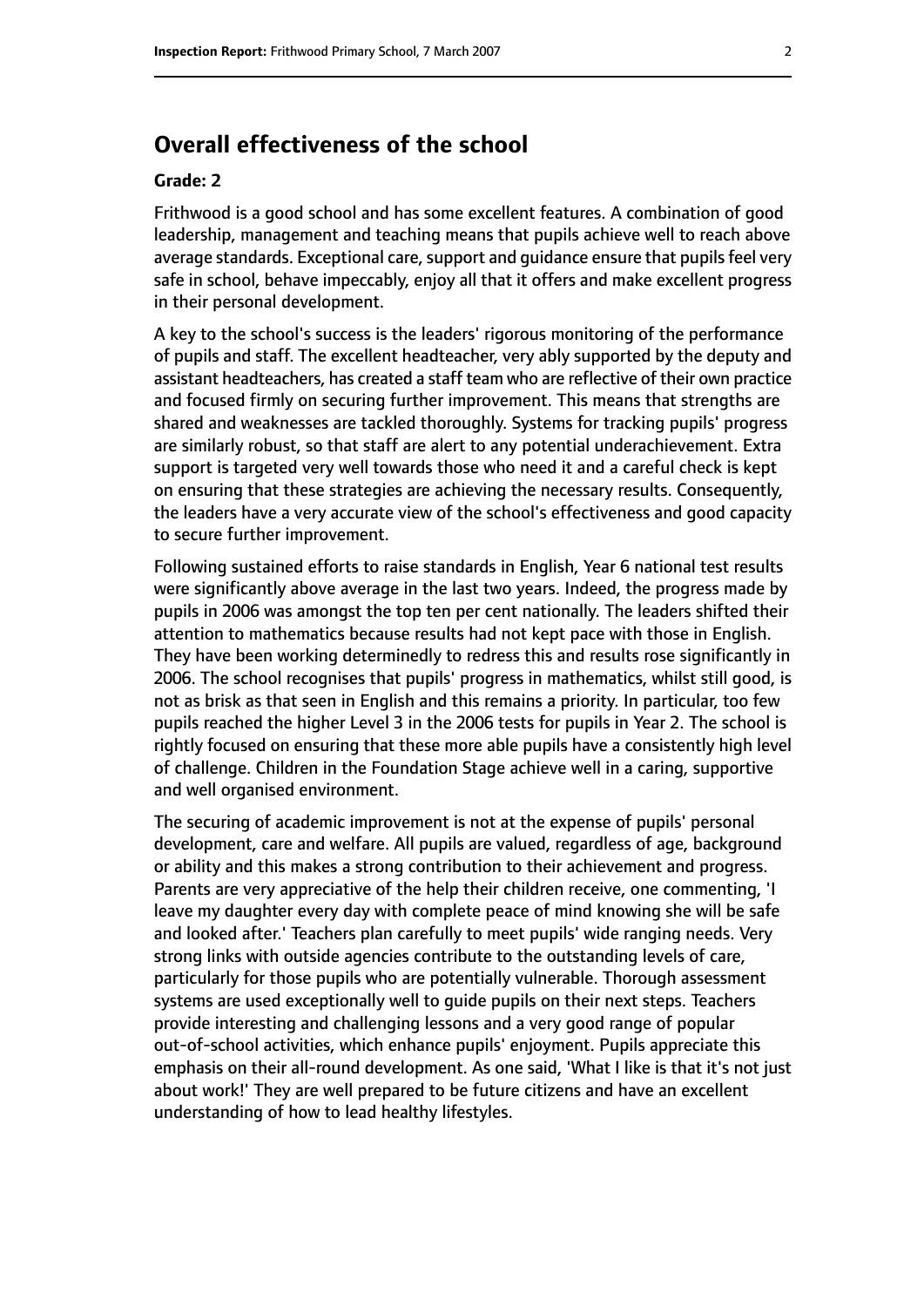# Overall effectiveness of the school

**Grade: 2**

Frithwood is a good school and has some excellent features. A combination of good leadership, management and teaching means that pupils achieve well to reach above average standards. Exceptional care, support and guidance ensure that pupils feel very safe in school, behave impeccably, enjoy all that it offers and make excellent progress in their personal development.

A key to the school's success is the leaders' rigorous monitoring of the performance of pupils and staff. The excellent headteacher, very ably supported by the deputy and assistant headteachers, has created a staff team who are reflective of their own practice and focused firmly on securing further improvement. This means that strengths are shared and weaknesses are tackled thoroughly. Systems for tracking pupils' progress are similarly robust, so that staff are alert to any potential underachievement. Extra support is targeted very well towards those who need it and a careful check is kept on ensuring that these strategies are achieving the necessary results. Consequently, the leaders have a very accurate view of the school's effectiveness and good capacity to secure further improvement.

Following sustained efforts to raise standards in English, Year 6 national test results were significantly above average in the last two years. Indeed, the progress made by pupils in 2006 was amongst the top ten per cent nationally. The leaders shifted their attention to mathematics because results had not kept pace with those in English. They have been working determinedly to redress this and results rose significantly in 2006. The school recognises that pupils' progress in mathematics, whilst still good, is not as brisk as that seen in English and this remains a priority. In particular, too few pupils reached the higher Level 3 in the 2006 tests for pupils in Year 2. The school is rightly focused on ensuring that these more able pupils have a consistently high level of challenge. Children in the Foundation Stage achieve well in a caring, supportive and well organised environment.

The securing of academic improvement is not at the expense of pupils' personal development, care and welfare. All pupils are valued, regardless of age, background or ability and this makes a strong contribution to their achievement and progress. Parents are very appreciative of the help their children receive, one commenting, 'I leave my daughter every day with complete peace of mind knowing she will be safe and looked after.' Teachers plan carefully to meet pupils' wide ranging needs. Very strong links with outside agencies contribute to the outstanding levels of care, particularly for those pupils who are potentially vulnerable. Thorough assessment systems are used exceptionally well to guide pupils on their next steps. Teachers provide interesting and challenging lessons and a very good range of popular out-of-school activities, which enhance pupils' enjoyment. Pupils appreciate this emphasis on their all-round development. As one said, 'What I like is that it's not just about work!' They are well prepared to be future citizens and have an excellent understanding of how to lead healthy lifestyles.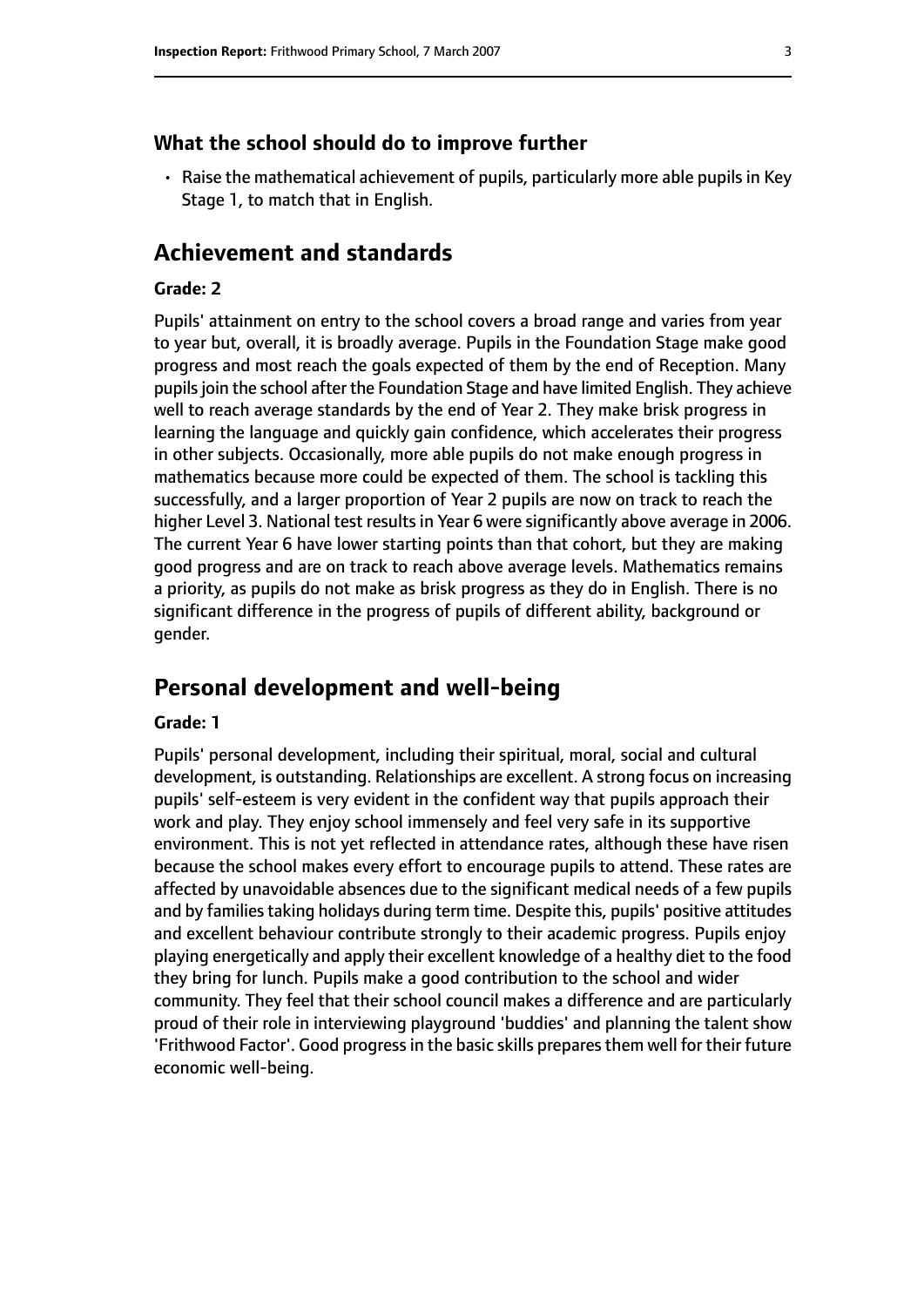### What the school should do to improve further

- Raise the mathematical achievement of pupils, particularly more able pupils in Key Stage 1, to match that in English.

## Achievement and standards

#### Grade: 2

Pupils' attainment on entry to the school covers a broad range and varies from year to year but, overall, it is broadly average. Pupils in the Foundation Stage make good progress and most reach the goals expected of them by the end of Reception. Many pupils join the school after the Foundation Stage and have limited English. They achieve well to reach average standards by the end of Year 2. They make brisk progress in learning the language and quickly gain confidence, which accelerates their progress in other subjects. Occasionally, more able pupils do not make enough progress in mathematics because more could be expected of them. The school is tackling this successfully, and a larger proportion of Year 2 pupils are now on track to reach the higher Level 3. National test results in Year 6 were significantly above average in 2006. The current Year 6 have lower starting points than that cohort, but they are making good progress and are on track to reach above average levels. Mathematics remains a priority, as pupils do not make as brisk progress as they do in English. There is no significant difference in the progress of pupils of different ability, background or gender.

## Personal development and well-being

#### Grade: 1

Pupils' personal development, including their spiritual, moral, social and cultural development, is outstanding. Relationships are excellent. A strong focus on increasing pupils' self-esteem is very evident in the confident way that pupils approach their work and play. They enjoy school immensely and feel very safe in its supportive environment. This is not yet reflected in attendance rates, although these have risen because the school makes every effort to encourage pupils to attend. These rates are affected by unavoidable absences due to the significant medical needs of a few pupils and by families taking holidays during term time. Despite this, pupils' positive attitudes and excellent behaviour contribute strongly to their academic progress. Pupils enjoy playing energetically and apply their excellent knowledge of a healthy diet to the food they bring for lunch. Pupils make a good contribution to the school and wider community. They feel that their school council makes a difference and are particularly proud of their role in interviewing playground 'buddies' and planning the talent show 'Frithwood Factor'. Good progress in the basic skills prepares them well for their future economic well-being.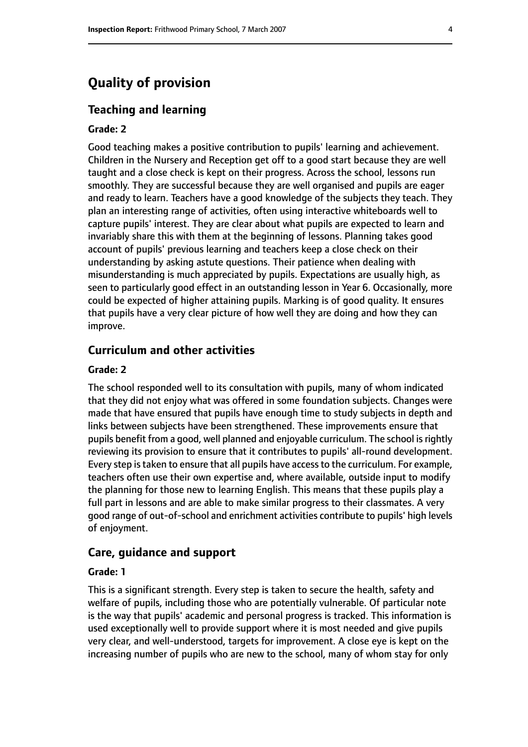# Quality of provision

## Teaching and learning

**Grade: 2**

Good teaching makes a positive contribution to pupils' learning and achievement. Children in the Nursery and Reception get off to a good start because they are well taught and a close check is kept on their progress. Across the school, lessons run smoothly. They are successful because they are well organised and pupils are eager and ready to learn. Teachers have a good knowledge of the subjects they teach. They plan an interesting range of activities, often using interactive whiteboards well to capture pupils' interest. They are clear about what pupils are expected to learn and invariably share this with them at the beginning of lessons. Planning takes good account of pupils' previous learning and teachers keep a close check on their understanding by asking astute questions. Their patience when dealing with misunderstanding is much appreciated by pupils. Expectations are usually high, as seen to particularly good effect in an outstanding lesson in Year 6. Occasionally, more could be expected of higher attaining pupils. Marking is of good quality. It ensures that pupils have a very clear picture of how well they are doing and how they can improve.

## Curriculum and other activities

**Grade: 2**

The school responded well to its consultation with pupils, many of whom indicated that they did not enjoy what was offered in some foundation subjects. Changes were made that have ensured that pupils have enough time to study subjects in depth and links between subjects have been strengthened. These improvements ensure that pupils benefit from a good, well planned and enjoyable curriculum. The school is rightly reviewing its provision to ensure that it contributes to pupils' all-round development. Every step is taken to ensure that all pupils have access to the curriculum. For example, teachers often use their own expertise and, where available, outside input to modify the planning for those new to learning English. This means that these pupils play a full part in lessons and are able to make similar progress to their classmates. A very good range of out-of-school and enrichment activities contribute to pupils' high levels of enjoyment.

## Care, guidance and support

**Grade: 1**

This is a significant strength. Every step is taken to secure the health, safety and welfare of pupils, including those who are potentially vulnerable. Of particular note is the way that pupils' academic and personal progress is tracked. This information is used exceptionally well to provide support where it is most needed and give pupils very clear, and well-understood, targets for improvement. A close eye is kept on the increasing number of pupils who are new to the school, many of whom stay for only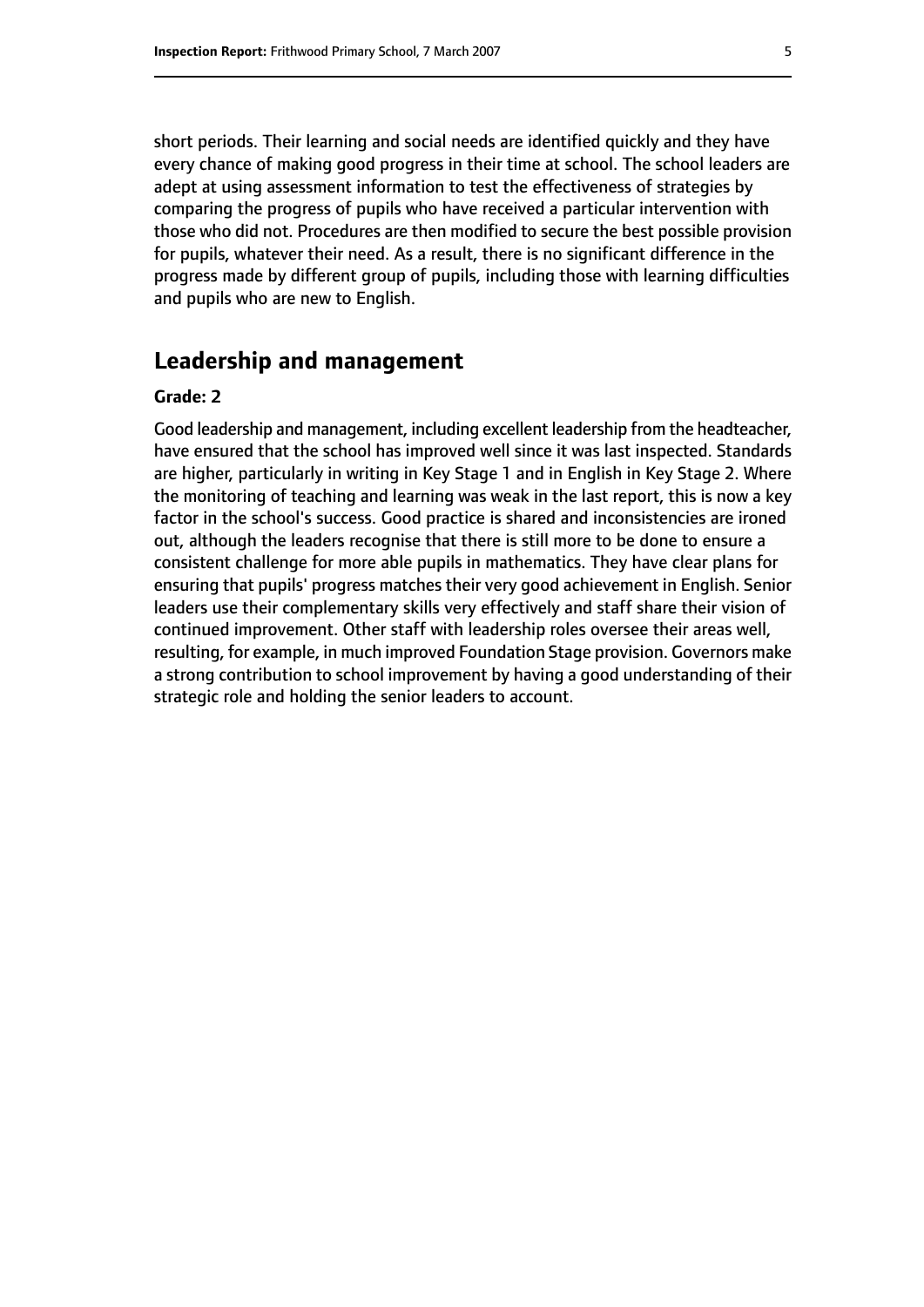short periods. Their learning and social needs are identified quickly and they have every chance of making good progress in their time at school. The school leaders are adept at using assessment information to test the effectiveness of strategies by comparing the progress of pupils who have received a particular intervention with those who did not. Procedures are then modified to secure the best possible provision for pupils, whatever their need. As a result, there is no significant difference in the progress made by different group of pupils, including those with learning difficulties and pupils who are new to English.

## Leadership and management

**Grade: 2**

Good leadership and management, including excellent leadership from the headteacher, have ensured that the school has improved well since it was last inspected. Standards are higher, particularly in writing in Key Stage 1 and in English in Key Stage 2. Where the monitoring of teaching and learning was weak in the last report, this is now a key factor in the school's success. Good practice is shared and inconsistencies are ironed out, although the leaders recognise that there is still more to be done to ensure a consistent challenge for more able pupils in mathematics. They have clear plans for ensuring that pupils' progress matches their very good achievement in English. Senior leaders use their complementary skills very effectively and staff share their vision of continued improvement. Other staff with leadership roles oversee their areas well, resulting, for example, in much improved Foundation Stage provision. Governors make a strong contribution to school improvement by having a good understanding of their strategic role and holding the senior leaders to account.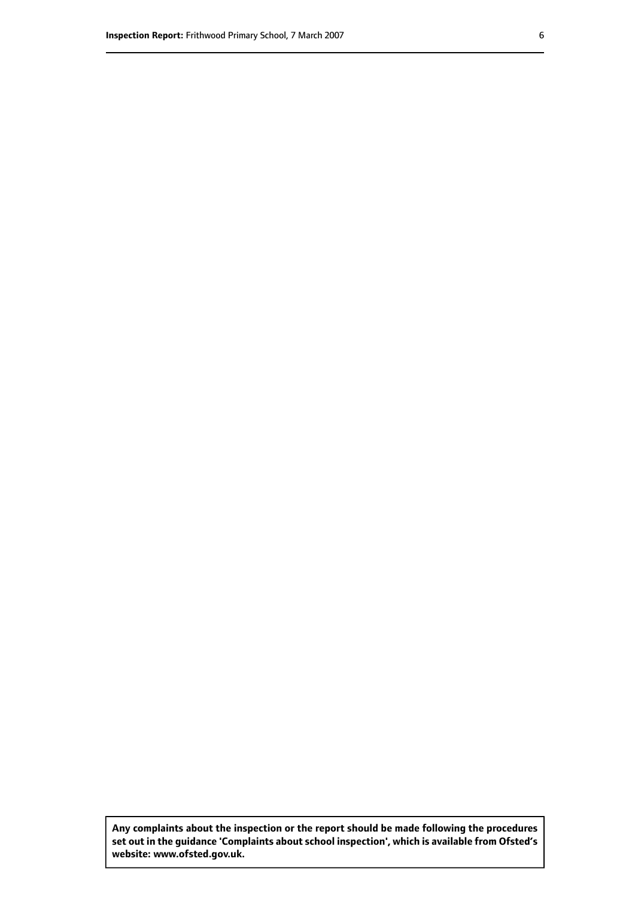**Any complaints about the inspection or the report should be made following the procedures set out in the guidance 'Complaints about school inspection', which is available from Ofsted's website: www.ofsted.gov.uk.**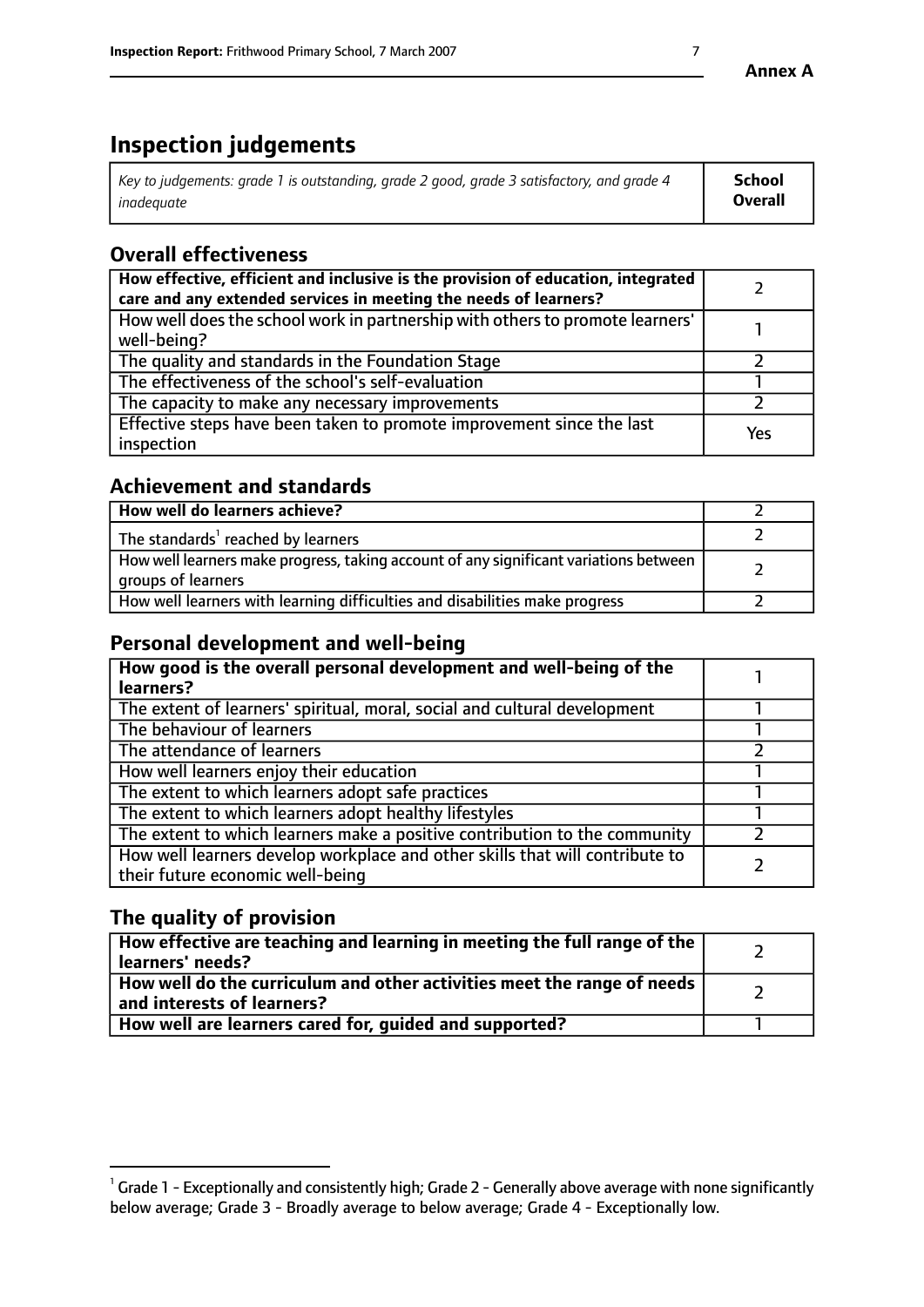# Inspection judgements

| *Key to judgements: grade 1 is outstanding, grade 2 good, grade 3 satisfactory, and grade 4 inadequate* | **School Overall** |
|---|---|

## Overall effectiveness

| | |
|---|---|
| **How effective, efficient and inclusive is the provision of education, integrated care and any extended services in meeting the needs of learners?** | 2 |
| How well does the school work in partnership with others to promote learners' well-being? | 1 |
| The quality and standards in the Foundation Stage | 2 |
| The effectiveness of the school's self-evaluation | 1 |
| The capacity to make any necessary improvements | 2 |
| Effective steps have been taken to promote improvement since the last inspection | Yes |

## Achievement and standards

| | |
|---|---|
| **How well do learners achieve?** | 2 |
| The standards[1] reached by learners | 2 |
| How well learners make progress, taking account of any significant variations between groups of learners | 2 |
| How well learners with learning difficulties and disabilities make progress | 2 |

## Personal development and well-being

| | |
|---|---|
| **How good is the overall personal development and well-being of the learners?** | 1 |
| The extent of learners' spiritual, moral, social and cultural development | 1 |
| The behaviour of learners | 1 |
| The attendance of learners | 2 |
| How well learners enjoy their education | 1 |
| The extent to which learners adopt safe practices | 1 |
| The extent to which learners adopt healthy lifestyles | 1 |
| The extent to which learners make a positive contribution to the community | 2 |
| How well learners develop workplace and other skills that will contribute to their future economic well-being | 2 |

## The quality of provision

| | |
|---|---|
| **How effective are teaching and learning in meeting the full range of the learners' needs?** | 2 |
| **How well do the curriculum and other activities meet the range of needs and interests of learners?** | 2 |
| **How well are learners cared for, guided and supported?** | 1 |

[1] Grade 1 - Exceptionally and consistently high; Grade 2 - Generally above average with none significantly below average; Grade 3 - Broadly average to below average; Grade 4 - Exceptionally low.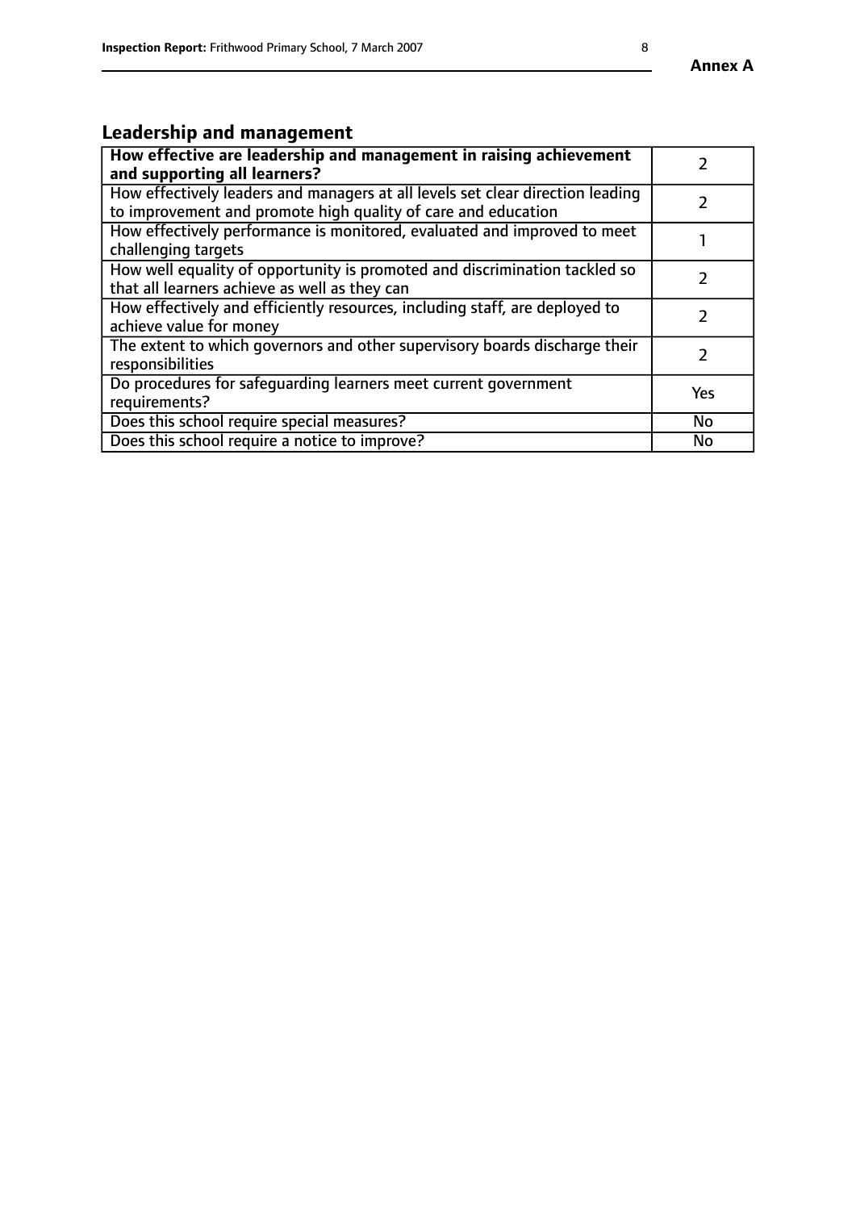## Leadership and management

| How effective are leadership and management in raising achievement and supporting all learners? | 2 |
|---|---|
| How effectively leaders and managers at all levels set clear direction leading to improvement and promote high quality of care and education | 2 |
| How effectively performance is monitored, evaluated and improved to meet challenging targets | 1 |
| How well equality of opportunity is promoted and discrimination tackled so that all learners achieve as well as they can | 2 |
| How effectively and efficiently resources, including staff, are deployed to achieve value for money | 2 |
| The extent to which governors and other supervisory boards discharge their responsibilities | 2 |
| Do procedures for safeguarding learners meet current government requirements? | Yes |
| Does this school require special measures? | No |
| Does this school require a notice to improve? | No |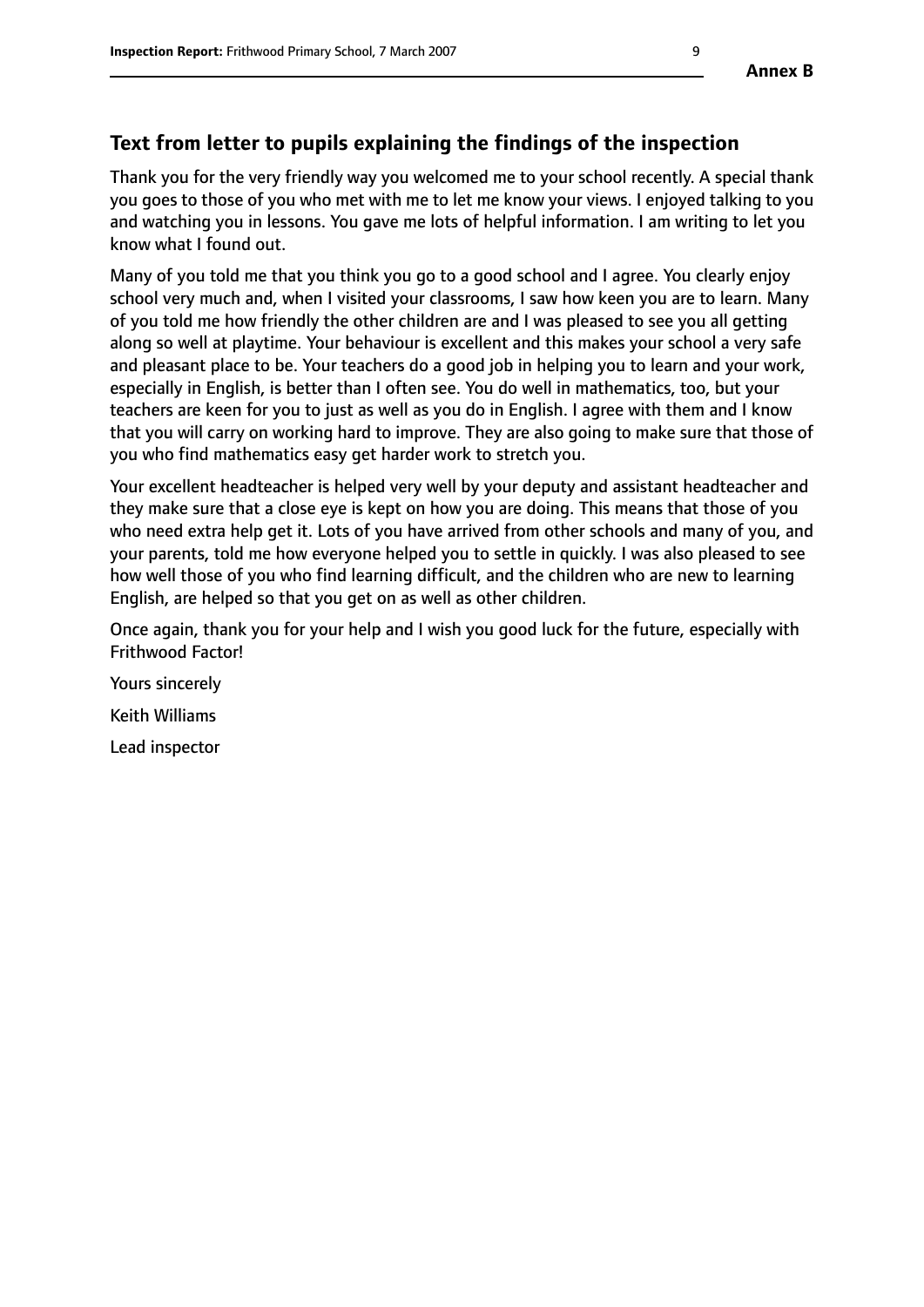## Text from letter to pupils explaining the findings of the inspection

Thank you for the very friendly way you welcomed me to your school recently. A special thank you goes to those of you who met with me to let me know your views. I enjoyed talking to you and watching you in lessons. You gave me lots of helpful information. I am writing to let you know what I found out.

Many of you told me that you think you go to a good school and I agree. You clearly enjoy school very much and, when I visited your classrooms, I saw how keen you are to learn. Many of you told me how friendly the other children are and I was pleased to see you all getting along so well at playtime. Your behaviour is excellent and this makes your school a very safe and pleasant place to be. Your teachers do a good job in helping you to learn and your work, especially in English, is better than I often see. You do well in mathematics, too, but your teachers are keen for you to just as well as you do in English. I agree with them and I know that you will carry on working hard to improve. They are also going to make sure that those of you who find mathematics easy get harder work to stretch you.

Your excellent headteacher is helped very well by your deputy and assistant headteacher and they make sure that a close eye is kept on how you are doing. This means that those of you who need extra help get it. Lots of you have arrived from other schools and many of you, and your parents, told me how everyone helped you to settle in quickly. I was also pleased to see how well those of you who find learning difficult, and the children who are new to learning English, are helped so that you get on as well as other children.

Once again, thank you for your help and I wish you good luck for the future, especially with Frithwood Factor!

Yours sincerely

Keith Williams

Lead inspector